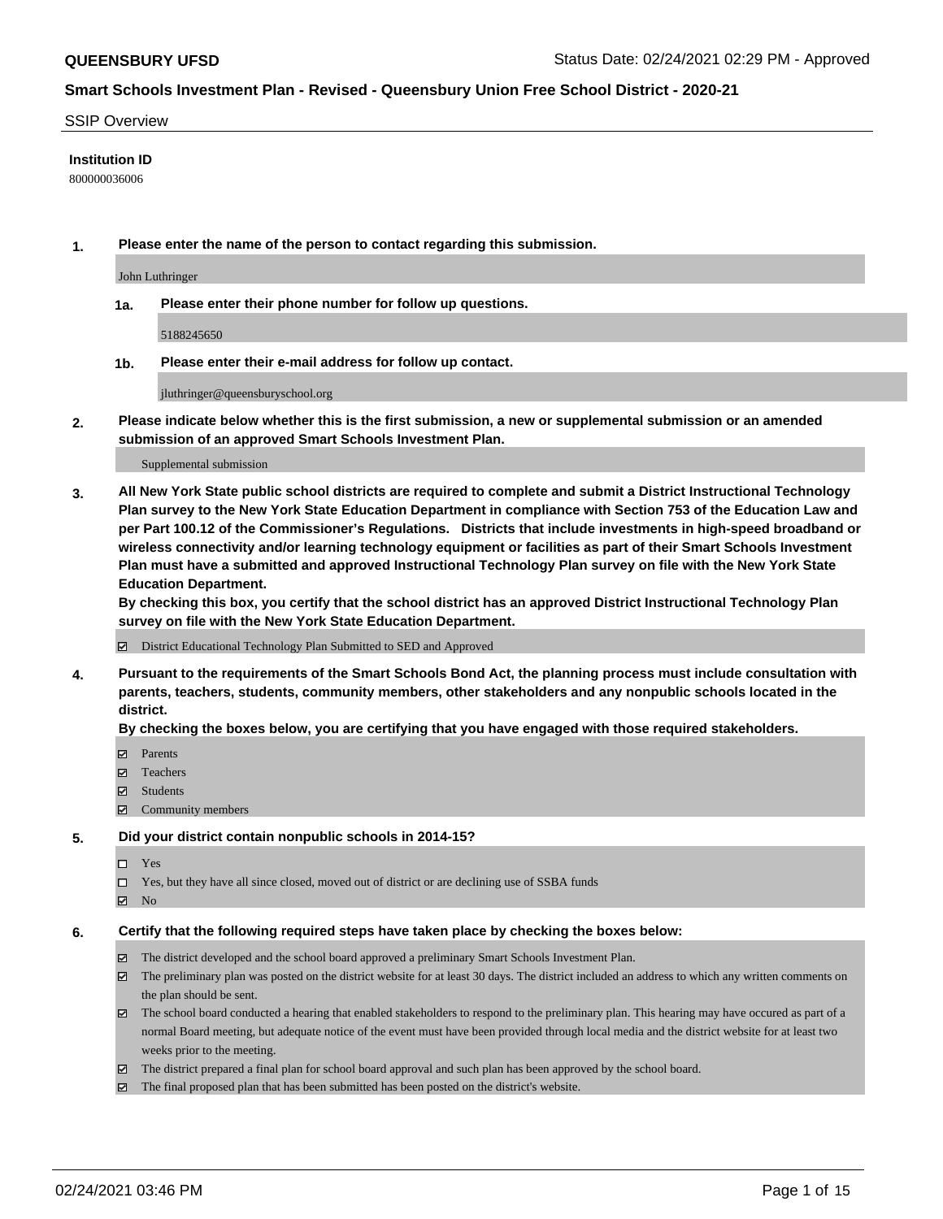**QUEENSBURY UFSD** Status Date: 02/24/2021 02:29 PM - Approved

## Smart Schools Investment Plan - Revised - Queensbury Union Free School District - 2020-21

SSIP Overview

**Institution ID**

800000036006

**1. Please enter the name of the person to contact regarding this submission.**

John Luthringer

**1a. Please enter their phone number for follow up questions.**

5188245650

**1b. Please enter their e-mail address for follow up contact.**

jluthringer@queensburyschool.org

**2. Please indicate below whether this is the first submission, a new or supplemental submission or an amended submission of an approved Smart Schools Investment Plan.**

Supplemental submission

**3. All New York State public school districts are required to complete and submit a District Instructional Technology Plan survey to the New York State Education Department in compliance with Section 753 of the Education Law and per Part 100.12 of the Commissioner's Regulations. Districts that include investments in high-speed broadband or wireless connectivity and/or learning technology equipment or facilities as part of their Smart Schools Investment Plan must have a submitted and approved Instructional Technology Plan survey on file with the New York State Education Department.**
**By checking this box, you certify that the school district has an approved District Instructional Technology Plan survey on file with the New York State Education Department.**

☑ District Educational Technology Plan Submitted to SED and Approved

**4. Pursuant to the requirements of the Smart Schools Bond Act, the planning process must include consultation with parents, teachers, students, community members, other stakeholders and any nonpublic schools located in the district.**
**By checking the boxes below, you are certifying that you have engaged with those required stakeholders.**

☑ Parents
☑ Teachers
☑ Students
☑ Community members

**5. Did your district contain nonpublic schools in 2014-15?**

☐ Yes
☐ Yes, but they have all since closed, moved out of district or are declining use of SSBA funds
☑ No

**6. Certify that the following required steps have taken place by checking the boxes below:**

☑ The district developed and the school board approved a preliminary Smart Schools Investment Plan.
☑ The preliminary plan was posted on the district website for at least 30 days. The district included an address to which any written comments on the plan should be sent.
☑ The school board conducted a hearing that enabled stakeholders to respond to the preliminary plan. This hearing may have occured as part of a normal Board meeting, but adequate notice of the event must have been provided through local media and the district website for at least two weeks prior to the meeting.
☑ The district prepared a final plan for school board approval and such plan has been approved by the school board.
☑ The final proposed plan that has been submitted has been posted on the district's website.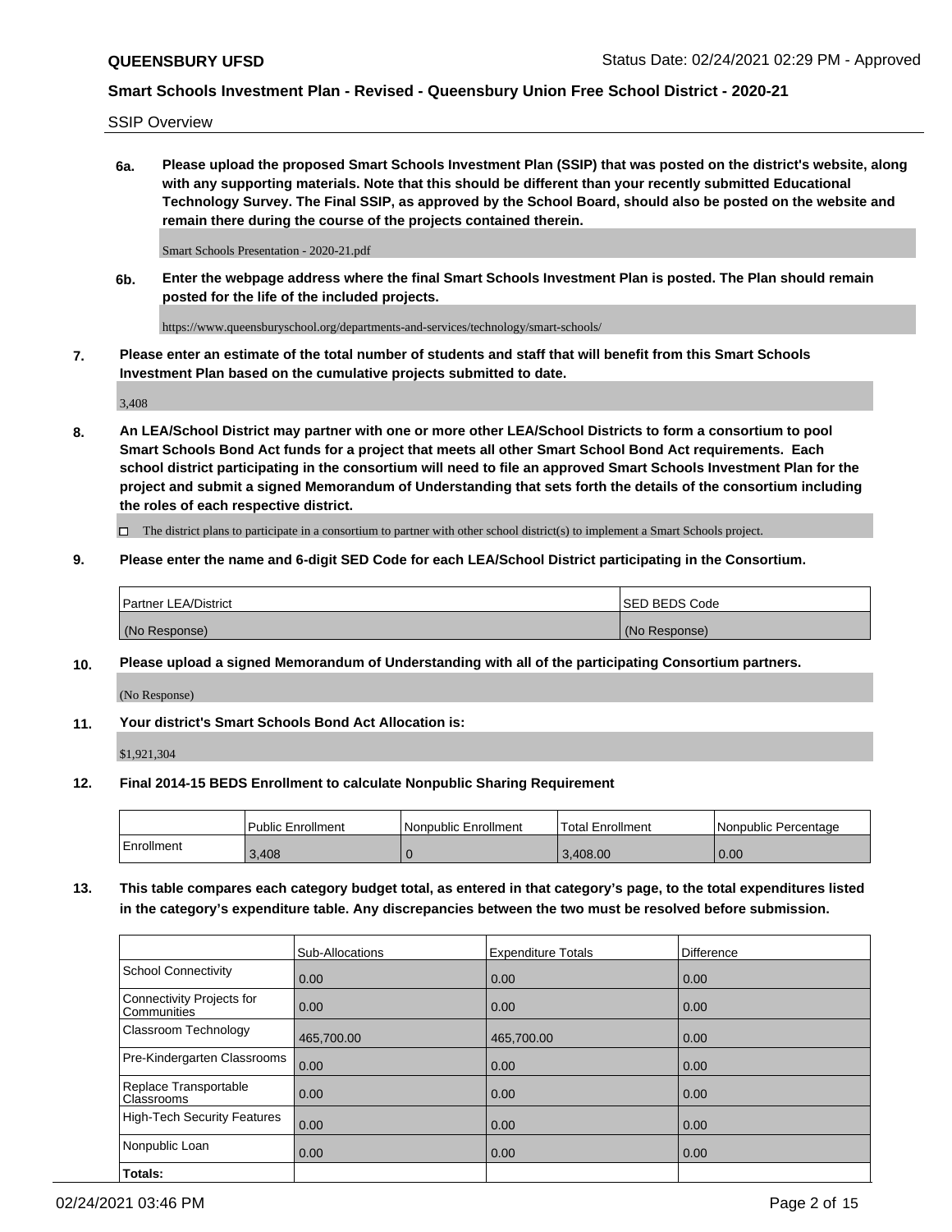SSIP Overview

**6a. Please upload the proposed Smart Schools Investment Plan (SSIP) that was posted on the district's website, along with any supporting materials. Note that this should be different than your recently submitted Educational Technology Survey. The Final SSIP, as approved by the School Board, should also be posted on the website and remain there during the course of the projects contained therein.**

Smart Schools Presentation - 2020-21.pdf

**6b. Enter the webpage address where the final Smart Schools Investment Plan is posted. The Plan should remain posted for the life of the included projects.**

https://www.queensburyschool.org/departments-and-services/technology/smart-schools/

**7. Please enter an estimate of the total number of students and staff that will benefit from this Smart Schools Investment Plan based on the cumulative projects submitted to date.**

3,408

**8. An LEA/School District may partner with one or more other LEA/School Districts to form a consortium to pool Smart Schools Bond Act funds for a project that meets all other Smart School Bond Act requirements. Each school district participating in the consortium will need to file an approved Smart Schools Investment Plan for the project and submit a signed Memorandum of Understanding that sets forth the details of the consortium including the roles of each respective district.**

☐ The district plans to participate in a consortium to partner with other school district(s) to implement a Smart Schools project.

**9. Please enter the name and 6-digit SED Code for each LEA/School District participating in the Consortium.**

| Partner LEA/District | SED BEDS Code |
|---|---|
| (No Response) | (No Response) |

**10. Please upload a signed Memorandum of Understanding with all of the participating Consortium partners.**

(No Response)

**11. Your district's Smart Schools Bond Act Allocation is:**

$1,921,304

**12. Final 2014-15 BEDS Enrollment to calculate Nonpublic Sharing Requirement**

| | Public Enrollment | Nonpublic Enrollment | Total Enrollment | Nonpublic Percentage |
|---|---|---|---|---|
| Enrollment | 3,408 | 0 | 3,408.00 | 0.00 |

**13. This table compares each category budget total, as entered in that category's page, to the total expenditures listed in the category's expenditure table. Any discrepancies between the two must be resolved before submission.**

| | Sub-Allocations | Expenditure Totals | Difference |
|---|---|---|---|
| School Connectivity | 0.00 | 0.00 | 0.00 |
| Connectivity Projects for Communities | 0.00 | 0.00 | 0.00 |
| Classroom Technology | 465,700.00 | 465,700.00 | 0.00 |
| Pre-Kindergarten Classrooms | 0.00 | 0.00 | 0.00 |
| Replace Transportable Classrooms | 0.00 | 0.00 | 0.00 |
| High-Tech Security Features | 0.00 | 0.00 | 0.00 |
| Nonpublic Loan | 0.00 | 0.00 | 0.00 |
| **Totals:** | | | |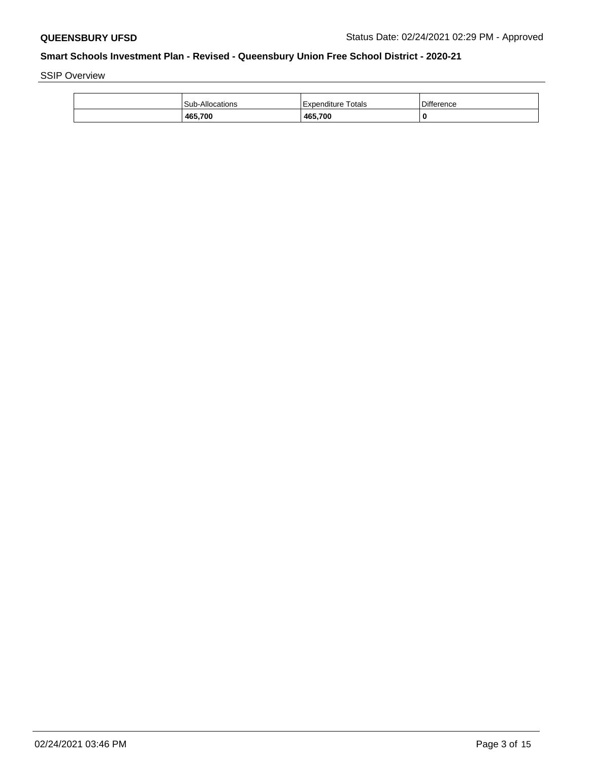SSIP Overview

| | Sub-Allocations | Expenditure Totals | Difference |
|---|---|---|---|
| | **465,700** | **465,700** | **0** |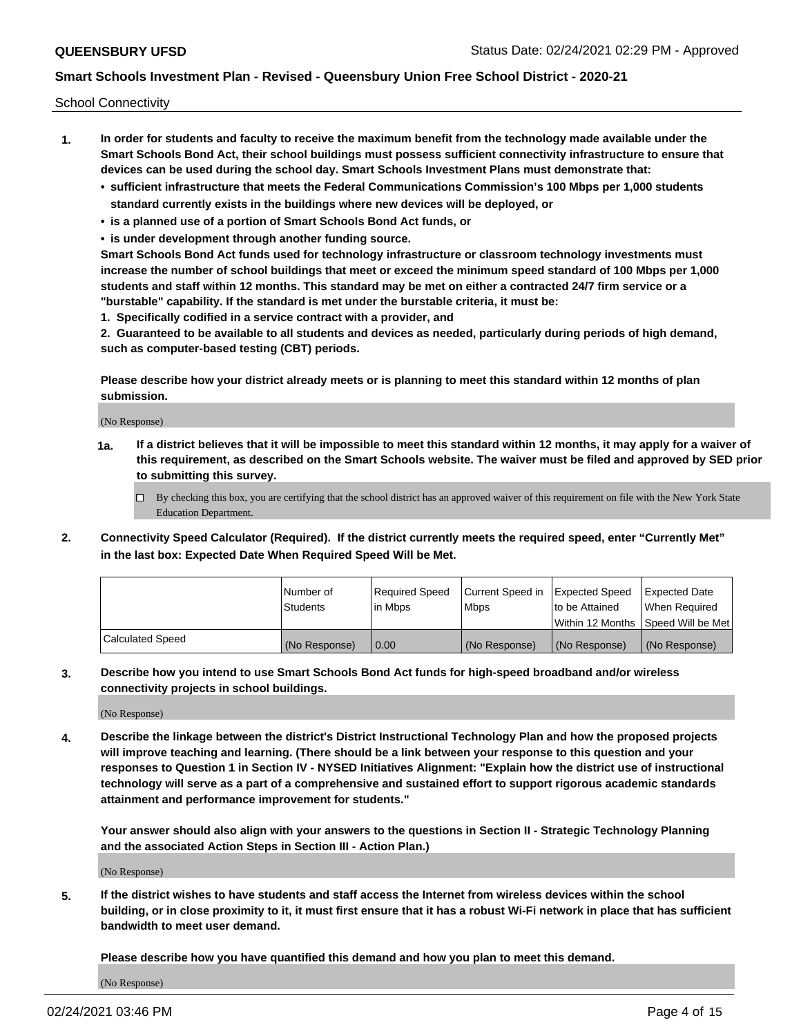School Connectivity

1. **In order for students and faculty to receive the maximum benefit from the technology made available under the Smart Schools Bond Act, their school buildings must possess sufficient connectivity infrastructure to ensure that devices can be used during the school day. Smart Schools Investment Plans must demonstrate that:**
   - **sufficient infrastructure that meets the Federal Communications Commission's 100 Mbps per 1,000 students standard currently exists in the buildings where new devices will be deployed, or**
   - **is a planned use of a portion of Smart Schools Bond Act funds, or**
   - **is under development through another funding source.**

   **Smart Schools Bond Act funds used for technology infrastructure or classroom technology investments must increase the number of school buildings that meet or exceed the minimum speed standard of 100 Mbps per 1,000 students and staff within 12 months. This standard may be met on either a contracted 24/7 firm service or a "burstable" capability. If the standard is met under the burstable criteria, it must be:**

   **1. Specifically codified in a service contract with a provider, and**

   **2. Guaranteed to be available to all students and devices as needed, particularly during periods of high demand, such as computer-based testing (CBT) periods.**

   **Please describe how your district already meets or is planning to meet this standard within 12 months of plan submission.**

   (No Response)

   **1a. If a district believes that it will be impossible to meet this standard within 12 months, it may apply for a waiver of this requirement, as described on the Smart Schools website. The waiver must be filed and approved by SED prior to submitting this survey.**

   ☐ By checking this box, you are certifying that the school district has an approved waiver of this requirement on file with the New York State Education Department.

2. **Connectivity Speed Calculator (Required). If the district currently meets the required speed, enter "Currently Met" in the last box: Expected Date When Required Speed Will be Met.**

| | Number of Students | Required Speed in Mbps | Current Speed in Mbps | Expected Speed to be Attained Within 12 Months | Expected Date When Required Speed Will be Met |
|---|---|---|---|---|---|
| Calculated Speed | (No Response) | 0.00 | (No Response) | (No Response) | (No Response) |

3. **Describe how you intend to use Smart Schools Bond Act funds for high-speed broadband and/or wireless connectivity projects in school buildings.**

   (No Response)

4. **Describe the linkage between the district's District Instructional Technology Plan and how the proposed projects will improve teaching and learning. (There should be a link between your response to this question and your responses to Question 1 in Section IV - NYSED Initiatives Alignment: "Explain how the district use of instructional technology will serve as a part of a comprehensive and sustained effort to support rigorous academic standards attainment and performance improvement for students."**

   **Your answer should also align with your answers to the questions in Section II - Strategic Technology Planning and the associated Action Steps in Section III - Action Plan.)**

   (No Response)

5. **If the district wishes to have students and staff access the Internet from wireless devices within the school building, or in close proximity to it, it must first ensure that it has a robust Wi-Fi network in place that has sufficient bandwidth to meet user demand.**

   **Please describe how you have quantified this demand and how you plan to meet this demand.**

   (No Response)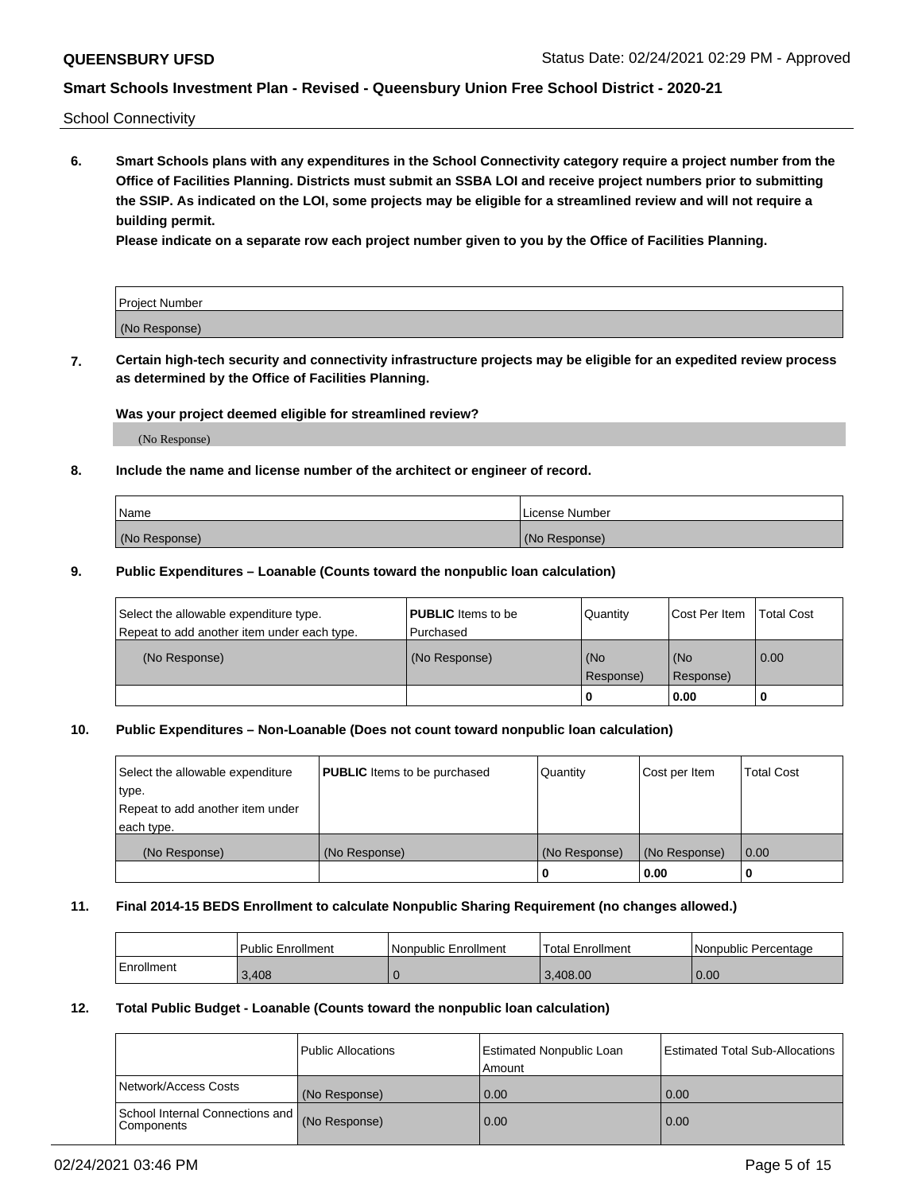School Connectivity

**6. Smart Schools plans with any expenditures in the School Connectivity category require a project number from the Office of Facilities Planning. Districts must submit an SSBA LOI and receive project numbers prior to submitting the SSIP. As indicated on the LOI, some projects may be eligible for a streamlined review and will not require a building permit.**

**Please indicate on a separate row each project number given to you by the Office of Facilities Planning.**

| Project Number |
| --- |
| (No Response) |

**7. Certain high-tech security and connectivity infrastructure projects may be eligible for an expedited review process as determined by the Office of Facilities Planning.**

**Was your project deemed eligible for streamlined review?**

(No Response)

**8. Include the name and license number of the architect or engineer of record.**

| Name | License Number |
| --- | --- |
| (No Response) | (No Response) |

**9. Public Expenditures – Loanable (Counts toward the nonpublic loan calculation)**

| Select the allowable expenditure type. Repeat to add another item under each type. | **PUBLIC** Items to be Purchased | Quantity | Cost Per Item | Total Cost |
| --- | --- | --- | --- | --- |
| (No Response) | (No Response) | (No Response) | (No Response) | 0.00 |
| | | 0 | 0.00 | 0 |

**10. Public Expenditures – Non-Loanable (Does not count toward nonpublic loan calculation)**

| Select the allowable expenditure type. Repeat to add another item under each type. | **PUBLIC** Items to be purchased | Quantity | Cost per Item | Total Cost |
| --- | --- | --- | --- | --- |
| (No Response) | (No Response) | (No Response) | (No Response) | 0.00 |
| | | 0 | 0.00 | 0 |

**11. Final 2014-15 BEDS Enrollment to calculate Nonpublic Sharing Requirement (no changes allowed.)**

| | Public Enrollment | Nonpublic Enrollment | Total Enrollment | Nonpublic Percentage |
| --- | --- | --- | --- | --- |
| Enrollment | 3,408 | 0 | 3,408.00 | 0.00 |

**12. Total Public Budget - Loanable (Counts toward the nonpublic loan calculation)**

| | Public Allocations | Estimated Nonpublic Loan Amount | Estimated Total Sub-Allocations |
| --- | --- | --- | --- |
| Network/Access Costs | (No Response) | 0.00 | 0.00 |
| School Internal Connections and Components | (No Response) | 0.00 | 0.00 |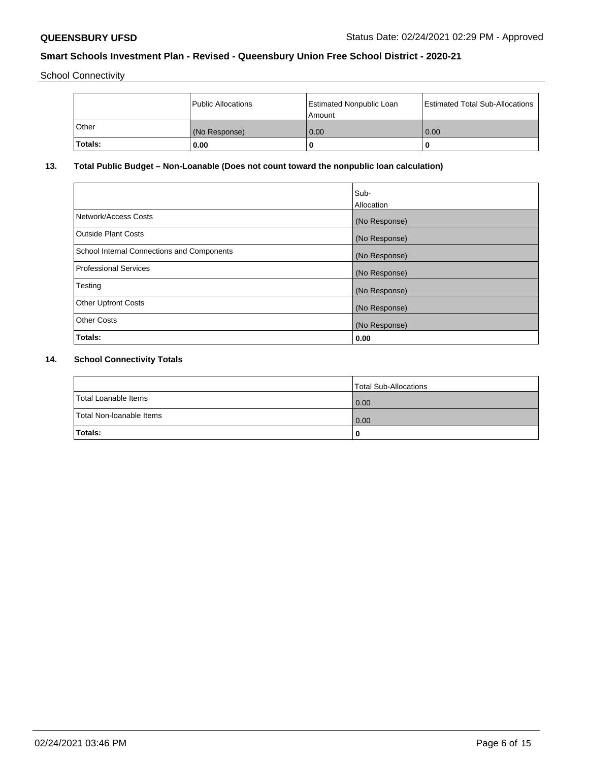School Connectivity

| | Public Allocations | Estimated Nonpublic Loan Amount | Estimated Total Sub-Allocations |
|---|---|---|---|
| Other | (No Response) | 0.00 | 0.00 |
| **Totals:** | **0.00** | **0** | **0** |

**13. Total Public Budget – Non-Loanable (Does not count toward the nonpublic loan calculation)**

| | Sub-Allocation |
|---|---|
| Network/Access Costs | (No Response) |
| Outside Plant Costs | (No Response) |
| School Internal Connections and Components | (No Response) |
| Professional Services | (No Response) |
| Testing | (No Response) |
| Other Upfront Costs | (No Response) |
| Other Costs | (No Response) |
| **Totals:** | **0.00** |

**14. School Connectivity Totals**

| | Total Sub-Allocations |
|---|---|
| Total Loanable Items | 0.00 |
| Total Non-loanable Items | 0.00 |
| **Totals:** | **0** |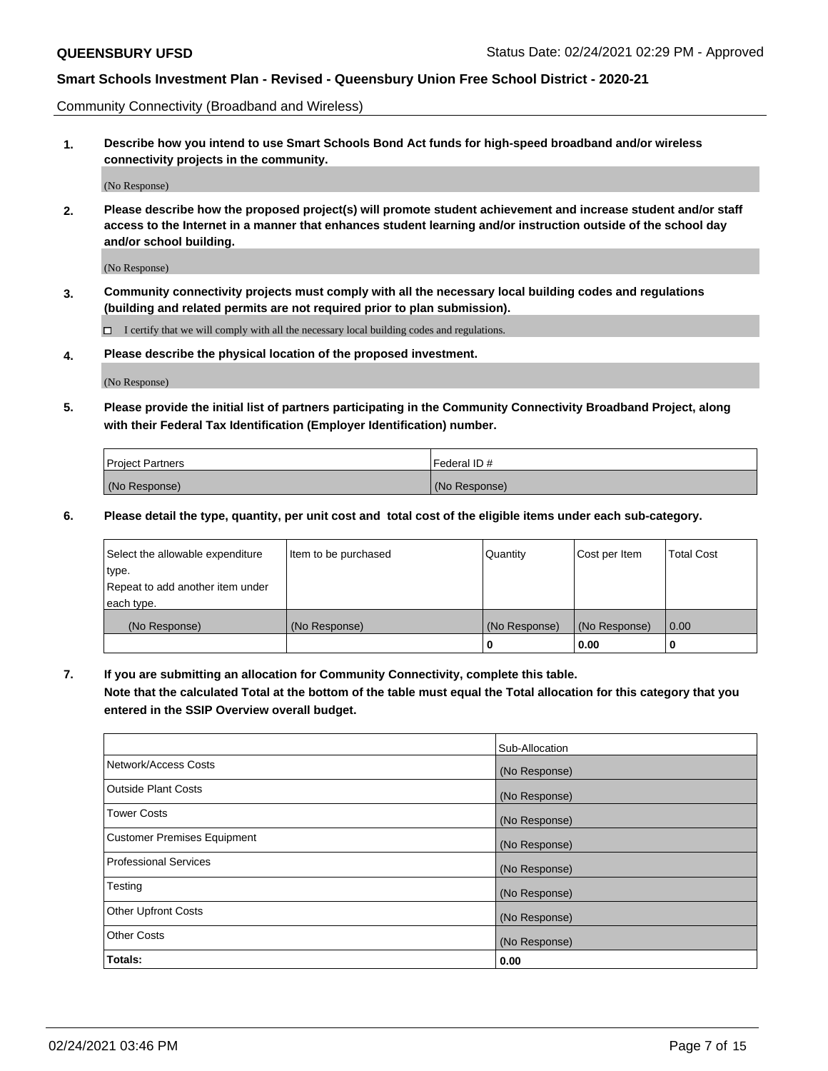Community Connectivity (Broadband and Wireless)

**1. Describe how you intend to use Smart Schools Bond Act funds for high-speed broadband and/or wireless connectivity projects in the community.**

(No Response)

**2. Please describe how the proposed project(s) will promote student achievement and increase student and/or staff access to the Internet in a manner that enhances student learning and/or instruction outside of the school day and/or school building.**

(No Response)

**3. Community connectivity projects must comply with all the necessary local building codes and regulations (building and related permits are not required prior to plan submission).**

☐ I certify that we will comply with all the necessary local building codes and regulations.

**4. Please describe the physical location of the proposed investment.**

(No Response)

**5. Please provide the initial list of partners participating in the Community Connectivity Broadband Project, along with their Federal Tax Identification (Employer Identification) number.**

| Project Partners | Federal ID # |
|---|---|
| (No Response) | (No Response) |

**6. Please detail the type, quantity, per unit cost and total cost of the eligible items under each sub-category.**

| Select the allowable expenditure type. Repeat to add another item under each type. | Item to be purchased | Quantity | Cost per Item | Total Cost |
|---|---|---|---|---|
| (No Response) | (No Response) | (No Response) | (No Response) | 0.00 |
| | | **0** | **0.00** | **0** |

**7. If you are submitting an allocation for Community Connectivity, complete this table. Note that the calculated Total at the bottom of the table must equal the Total allocation for this category that you entered in the SSIP Overview overall budget.**

| | Sub-Allocation |
|---|---|
| Network/Access Costs | (No Response) |
| Outside Plant Costs | (No Response) |
| Tower Costs | (No Response) |
| Customer Premises Equipment | (No Response) |
| Professional Services | (No Response) |
| Testing | (No Response) |
| Other Upfront Costs | (No Response) |
| Other Costs | (No Response) |
| **Totals:** | **0.00** |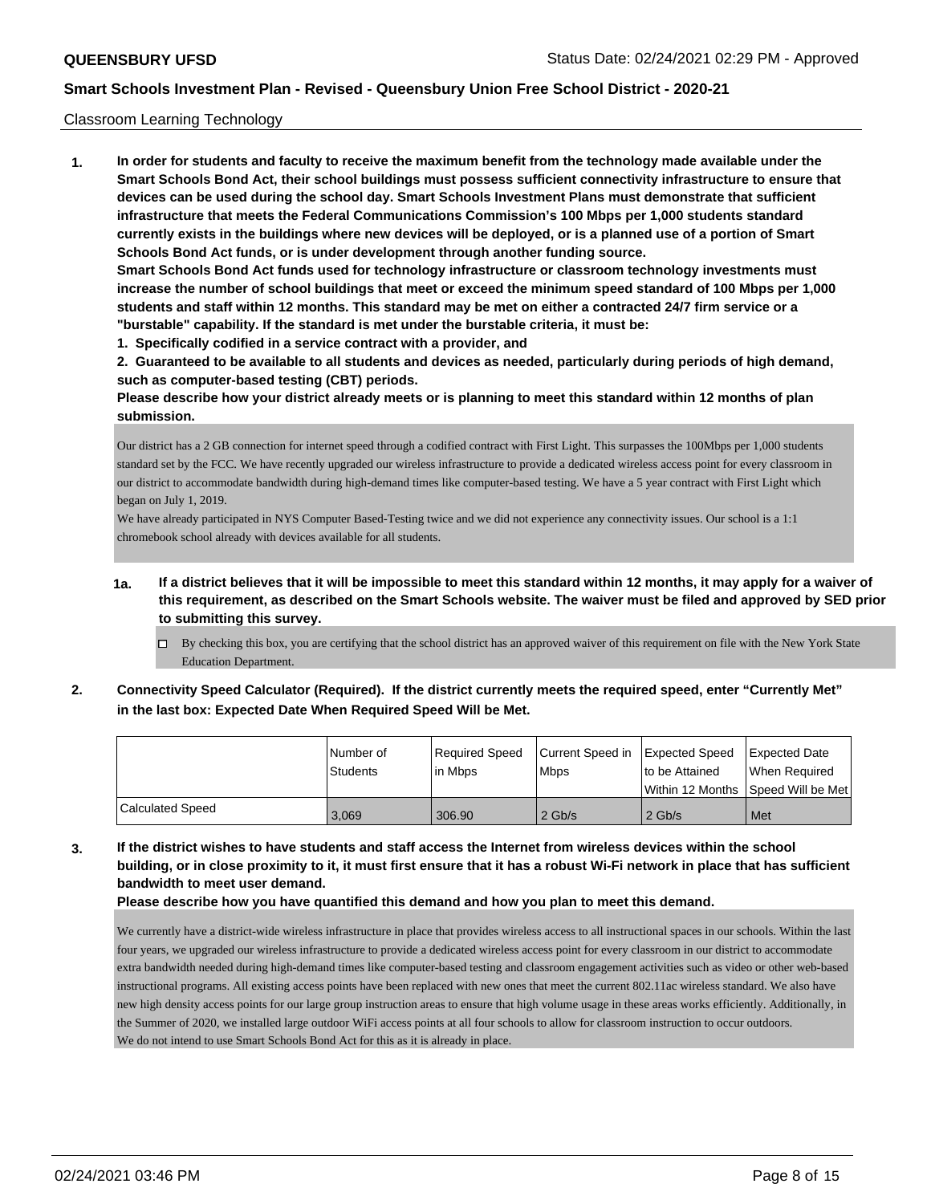Classroom Learning Technology

**1. In order for students and faculty to receive the maximum benefit from the technology made available under the Smart Schools Bond Act, their school buildings must possess sufficient connectivity infrastructure to ensure that devices can be used during the school day. Smart Schools Investment Plans must demonstrate that sufficient infrastructure that meets the Federal Communications Commission's 100 Mbps per 1,000 students standard currently exists in the buildings where new devices will be deployed, or is a planned use of a portion of Smart Schools Bond Act funds, or is under development through another funding source.**

**Smart Schools Bond Act funds used for technology infrastructure or classroom technology investments must increase the number of school buildings that meet or exceed the minimum speed standard of 100 Mbps per 1,000 students and staff within 12 months. This standard may be met on either a contracted 24/7 firm service or a "burstable" capability. If the standard is met under the burstable criteria, it must be:**

**1. Specifically codified in a service contract with a provider, and**

**2. Guaranteed to be available to all students and devices as needed, particularly during periods of high demand, such as computer-based testing (CBT) periods.**

**Please describe how your district already meets or is planning to meet this standard within 12 months of plan submission.**

Our district has a 2 GB connection for internet speed through a codified contract with First Light. This surpasses the 100Mbps per 1,000 students standard set by the FCC. We have recently upgraded our wireless infrastructure to provide a dedicated wireless access point for every classroom in our district to accommodate bandwidth during high-demand times like computer-based testing. We have a 5 year contract with First Light which began on July 1, 2019.

We have already participated in NYS Computer Based-Testing twice and we did not experience any connectivity issues. Our school is a 1:1 chromebook school already with devices available for all students.

**1a. If a district believes that it will be impossible to meet this standard within 12 months, it may apply for a waiver of this requirement, as described on the Smart Schools website. The waiver must be filed and approved by SED prior to submitting this survey.**

- [ ] By checking this box, you are certifying that the school district has an approved waiver of this requirement on file with the New York State Education Department.

**2. Connectivity Speed Calculator (Required). If the district currently meets the required speed, enter "Currently Met" in the last box: Expected Date When Required Speed Will be Met.**

| | Number of Students | Required Speed in Mbps | Current Speed in Mbps | Expected Speed to be Attained Within 12 Months | Expected Date When Required Speed Will be Met |
|---|---|---|---|---|---|
| Calculated Speed | 3,069 | 306.90 | 2 Gb/s | 2 Gb/s | Met |

**3. If the district wishes to have students and staff access the Internet from wireless devices within the school building, or in close proximity to it, it must first ensure that it has a robust Wi-Fi network in place that has sufficient bandwidth to meet user demand.**

**Please describe how you have quantified this demand and how you plan to meet this demand.**

We currently have a district-wide wireless infrastructure in place that provides wireless access to all instructional spaces in our schools. Within the last four years, we upgraded our wireless infrastructure to provide a dedicated wireless access point for every classroom in our district to accommodate extra bandwidth needed during high-demand times like computer-based testing and classroom engagement activities such as video or other web-based instructional programs. All existing access points have been replaced with new ones that meet the current 802.11ac wireless standard. We also have new high density access points for our large group instruction areas to ensure that high volume usage in these areas works efficiently. Additionally, in the Summer of 2020, we installed large outdoor WiFi access points at all four schools to allow for classroom instruction to occur outdoors.

We do not intend to use Smart Schools Bond Act for this as it is already in place.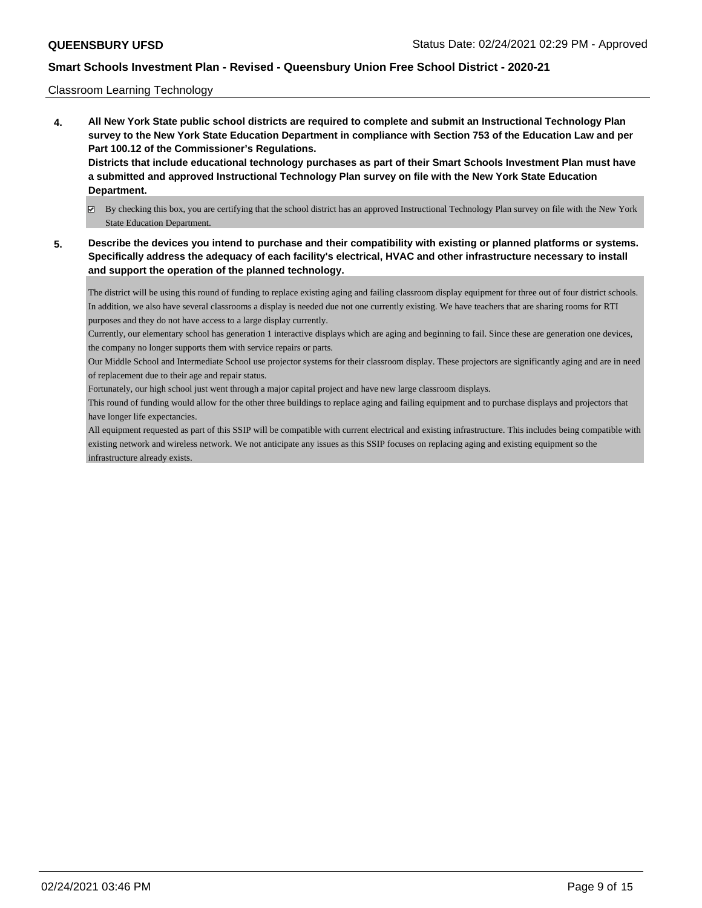Classroom Learning Technology

**4. All New York State public school districts are required to complete and submit an Instructional Technology Plan survey to the New York State Education Department in compliance with Section 753 of the Education Law and per Part 100.12 of the Commissioner's Regulations.**
**Districts that include educational technology purchases as part of their Smart Schools Investment Plan must have a submitted and approved Instructional Technology Plan survey on file with the New York State Education Department.**

☑ By checking this box, you are certifying that the school district has an approved Instructional Technology Plan survey on file with the New York State Education Department.

**5. Describe the devices you intend to purchase and their compatibility with existing or planned platforms or systems. Specifically address the adequacy of each facility's electrical, HVAC and other infrastructure necessary to install and support the operation of the planned technology.**

The district will be using this round of funding to replace existing aging and failing classroom display equipment for three out of four district schools. In addition, we also have several classrooms a display is needed due not one currently existing. We have teachers that are sharing rooms for RTI purposes and they do not have access to a large display currently.
Currently, our elementary school has generation 1 interactive displays which are aging and beginning to fail. Since these are generation one devices, the company no longer supports them with service repairs or parts.
Our Middle School and Intermediate School use projector systems for their classroom display. These projectors are significantly aging and are in need of replacement due to their age and repair status.
Fortunately, our high school just went through a major capital project and have new large classroom displays.
This round of funding would allow for the other three buildings to replace aging and failing equipment and to purchase displays and projectors that have longer life expectancies.
All equipment requested as part of this SSIP will be compatible with current electrical and existing infrastructure. This includes being compatible with existing network and wireless network. We not anticipate any issues as this SSIP focuses on replacing aging and existing equipment so the infrastructure already exists.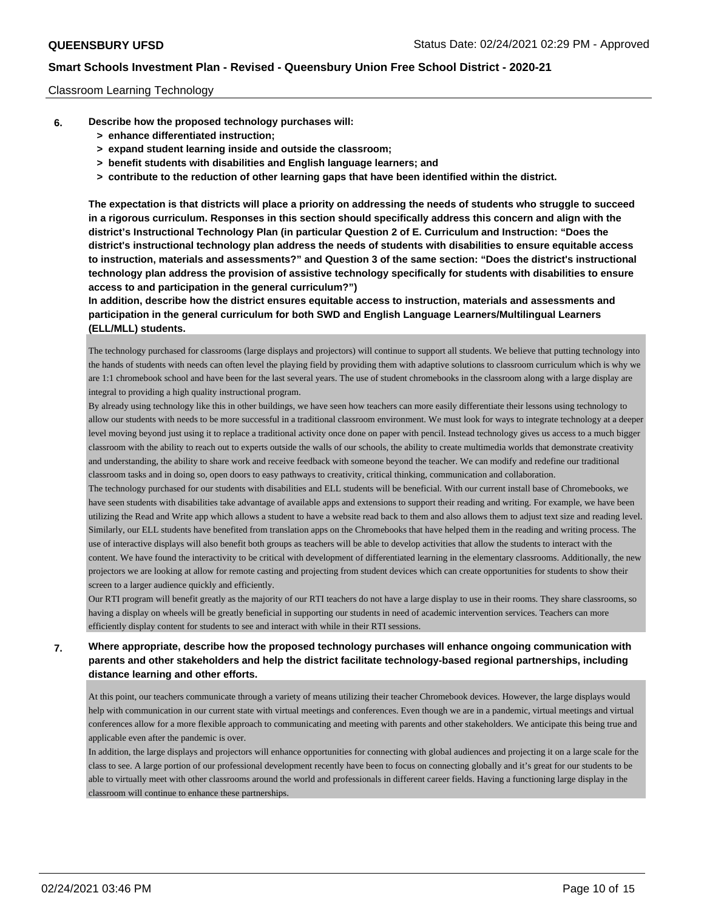Classroom Learning Technology

**6. Describe how the proposed technology purchases will:**
- **> enhance differentiated instruction;**
- **> expand student learning inside and outside the classroom;**
- **> benefit students with disabilities and English language learners; and**
- **> contribute to the reduction of other learning gaps that have been identified within the district.**

**The expectation is that districts will place a priority on addressing the needs of students who struggle to succeed in a rigorous curriculum. Responses in this section should specifically address this concern and align with the district's Instructional Technology Plan (in particular Question 2 of E. Curriculum and Instruction: "Does the district's instructional technology plan address the needs of students with disabilities to ensure equitable access to instruction, materials and assessments?" and Question 3 of the same section: "Does the district's instructional technology plan address the provision of assistive technology specifically for students with disabilities to ensure access to and participation in the general curriculum?")**

**In addition, describe how the district ensures equitable access to instruction, materials and assessments and participation in the general curriculum for both SWD and English Language Learners/Multilingual Learners (ELL/MLL) students.**

The technology purchased for classrooms (large displays and projectors) will continue to support all students. We believe that putting technology into the hands of students with needs can often level the playing field by providing them with adaptive solutions to classroom curriculum which is why we are 1:1 chromebook school and have been for the last several years. The use of student chromebooks in the classroom along with a large display are integral to providing a high quality instructional program.

By already using technology like this in other buildings, we have seen how teachers can more easily differentiate their lessons using technology to allow our students with needs to be more successful in a traditional classroom environment. We must look for ways to integrate technology at a deeper level moving beyond just using it to replace a traditional activity once done on paper with pencil. Instead technology gives us access to a much bigger classroom with the ability to reach out to experts outside the walls of our schools, the ability to create multimedia worlds that demonstrate creativity and understanding, the ability to share work and receive feedback with someone beyond the teacher. We can modify and redefine our traditional classroom tasks and in doing so, open doors to easy pathways to creativity, critical thinking, communication and collaboration.

The technology purchased for our students with disabilities and ELL students will be beneficial. With our current install base of Chromebooks, we have seen students with disabilities take advantage of available apps and extensions to support their reading and writing. For example, we have been utilizing the Read and Write app which allows a student to have a website read back to them and also allows them to adjust text size and reading level. Similarly, our ELL students have benefited from translation apps on the Chromebooks that have helped them in the reading and writing process. The use of interactive displays will also benefit both groups as teachers will be able to develop activities that allow the students to interact with the content. We have found the interactivity to be critical with development of differentiated learning in the elementary classrooms. Additionally, the new projectors we are looking at allow for remote casting and projecting from student devices which can create opportunities for students to show their screen to a larger audience quickly and efficiently.

Our RTI program will benefit greatly as the majority of our RTI teachers do not have a large display to use in their rooms. They share classrooms, so having a display on wheels will be greatly beneficial in supporting our students in need of academic intervention services. Teachers can more efficiently display content for students to see and interact with while in their RTI sessions.

**7. Where appropriate, describe how the proposed technology purchases will enhance ongoing communication with parents and other stakeholders and help the district facilitate technology-based regional partnerships, including distance learning and other efforts.**

At this point, our teachers communicate through a variety of means utilizing their teacher Chromebook devices. However, the large displays would help with communication in our current state with virtual meetings and conferences. Even though we are in a pandemic, virtual meetings and virtual conferences allow for a more flexible approach to communicating and meeting with parents and other stakeholders. We anticipate this being true and applicable even after the pandemic is over.

In addition, the large displays and projectors will enhance opportunities for connecting with global audiences and projecting it on a large scale for the class to see. A large portion of our professional development recently have been to focus on connecting globally and it's great for our students to be able to virtually meet with other classrooms around the world and professionals in different career fields. Having a functioning large display in the classroom will continue to enhance these partnerships.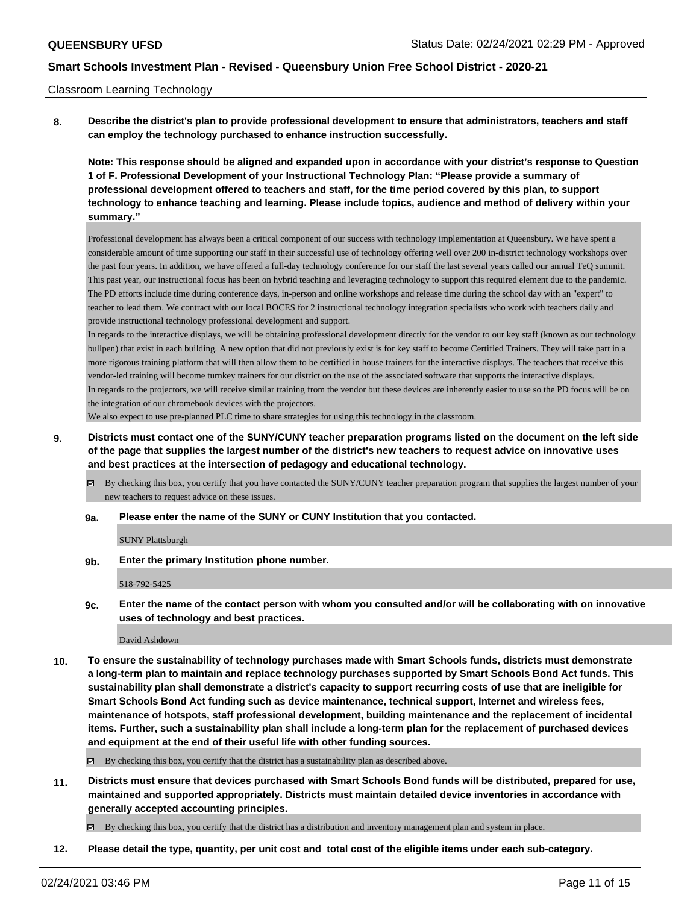Classroom Learning Technology

**8. Describe the district's plan to provide professional development to ensure that administrators, teachers and staff can employ the technology purchased to enhance instruction successfully.**

**Note: This response should be aligned and expanded upon in accordance with your district's response to Question 1 of F. Professional Development of your Instructional Technology Plan: "Please provide a summary of professional development offered to teachers and staff, for the time period covered by this plan, to support technology to enhance teaching and learning. Please include topics, audience and method of delivery within your summary."**

Professional development has always been a critical component of our success with technology implementation at Queensbury. We have spent a considerable amount of time supporting our staff in their successful use of technology offering well over 200 in-district technology workshops over the past four years. In addition, we have offered a full-day technology conference for our staff the last several years called our annual TeQ summit. This past year, our instructional focus has been on hybrid teaching and leveraging technology to support this required element due to the pandemic. The PD efforts include time during conference days, in-person and online workshops and release time during the school day with an "expert" to teacher to lead them. We contract with our local BOCES for 2 instructional technology integration specialists who work with teachers daily and provide instructional technology professional development and support.

In regards to the interactive displays, we will be obtaining professional development directly for the vendor to our key staff (known as our technology bullpen) that exist in each building. A new option that did not previously exist is for key staff to become Certified Trainers. They will take part in a more rigorous training platform that will then allow them to be certified in house trainers for the interactive displays. The teachers that receive this vendor-led training will become turnkey trainers for our district on the use of the associated software that supports the interactive displays.

In regards to the projectors, we will receive similar training from the vendor but these devices are inherently easier to use so the PD focus will be on the integration of our chromebook devices with the projectors.

We also expect to use pre-planned PLC time to share strategies for using this technology in the classroom.

**9. Districts must contact one of the SUNY/CUNY teacher preparation programs listed on the document on the left side of the page that supplies the largest number of the district's new teachers to request advice on innovative uses and best practices at the intersection of pedagogy and educational technology.**

☑ By checking this box, you certify that you have contacted the SUNY/CUNY teacher preparation program that supplies the largest number of your new teachers to request advice on these issues.

**9a. Please enter the name of the SUNY or CUNY Institution that you contacted.**

SUNY Plattsburgh

**9b. Enter the primary Institution phone number.**

518-792-5425

**9c. Enter the name of the contact person with whom you consulted and/or will be collaborating with on innovative uses of technology and best practices.**

David Ashdown

**10. To ensure the sustainability of technology purchases made with Smart Schools funds, districts must demonstrate a long-term plan to maintain and replace technology purchases supported by Smart Schools Bond Act funds. This sustainability plan shall demonstrate a district's capacity to support recurring costs of use that are ineligible for Smart Schools Bond Act funding such as device maintenance, technical support, Internet and wireless fees, maintenance of hotspots, staff professional development, building maintenance and the replacement of incidental items. Further, such a sustainability plan shall include a long-term plan for the replacement of purchased devices and equipment at the end of their useful life with other funding sources.**

☑ By checking this box, you certify that the district has a sustainability plan as described above.

**11. Districts must ensure that devices purchased with Smart Schools Bond funds will be distributed, prepared for use, maintained and supported appropriately. Districts must maintain detailed device inventories in accordance with generally accepted accounting principles.**

☑ By checking this box, you certify that the district has a distribution and inventory management plan and system in place.

**12. Please detail the type, quantity, per unit cost and total cost of the eligible items under each sub-category.**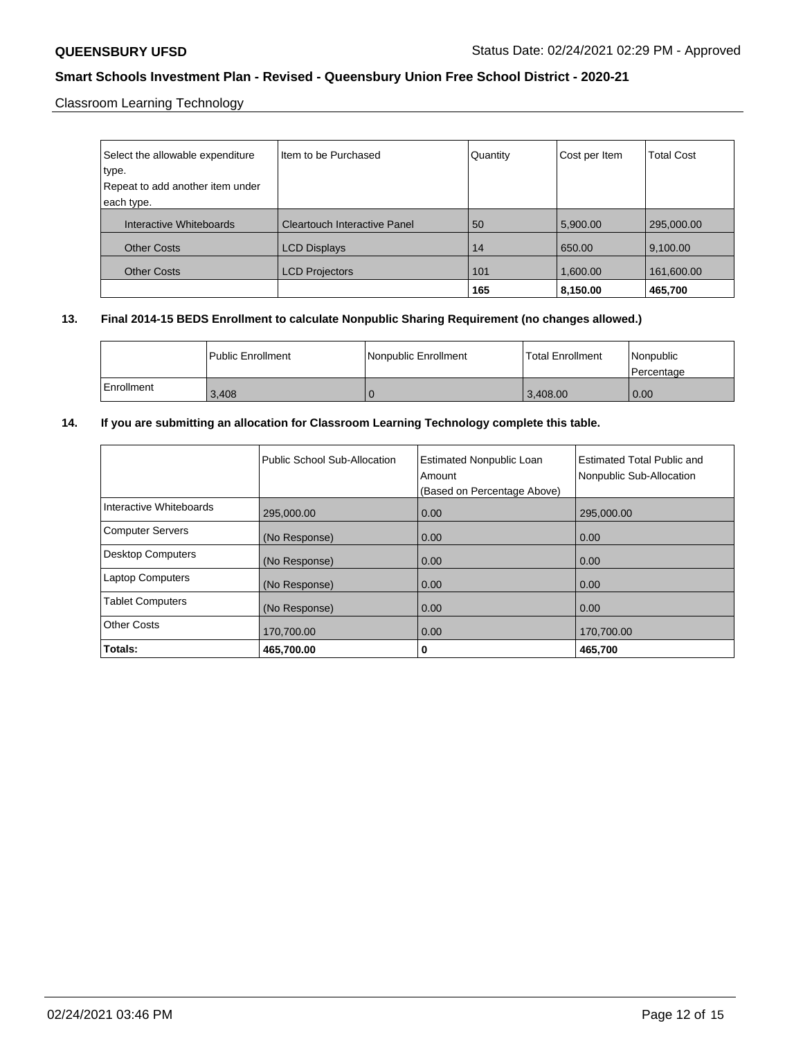Classroom Learning Technology

| Select the allowable expenditure type. Repeat to add another item under each type. | Item to be Purchased | Quantity | Cost per Item | Total Cost |
|---|---|---|---|---|
| Interactive Whiteboards | Cleartouch Interactive Panel | 50 | 5,900.00 | 295,000.00 |
| Other Costs | LCD Displays | 14 | 650.00 | 9,100.00 |
| Other Costs | LCD Projectors | 101 | 1,600.00 | 161,600.00 |
| | | **165** | **8,150.00** | **465,700** |

**13. Final 2014-15 BEDS Enrollment to calculate Nonpublic Sharing Requirement (no changes allowed.)**

| | Public Enrollment | Nonpublic Enrollment | Total Enrollment | Nonpublic Percentage |
|---|---|---|---|---|
| Enrollment | 3,408 | 0 | 3,408.00 | 0.00 |

**14. If you are submitting an allocation for Classroom Learning Technology complete this table.**

| | Public School Sub-Allocation | Estimated Nonpublic Loan Amount (Based on Percentage Above) | Estimated Total Public and Nonpublic Sub-Allocation |
|---|---|---|---|
| Interactive Whiteboards | 295,000.00 | 0.00 | 295,000.00 |
| Computer Servers | (No Response) | 0.00 | 0.00 |
| Desktop Computers | (No Response) | 0.00 | 0.00 |
| Laptop Computers | (No Response) | 0.00 | 0.00 |
| Tablet Computers | (No Response) | 0.00 | 0.00 |
| Other Costs | 170,700.00 | 0.00 | 170,700.00 |
| **Totals:** | **465,700.00** | **0** | **465,700** |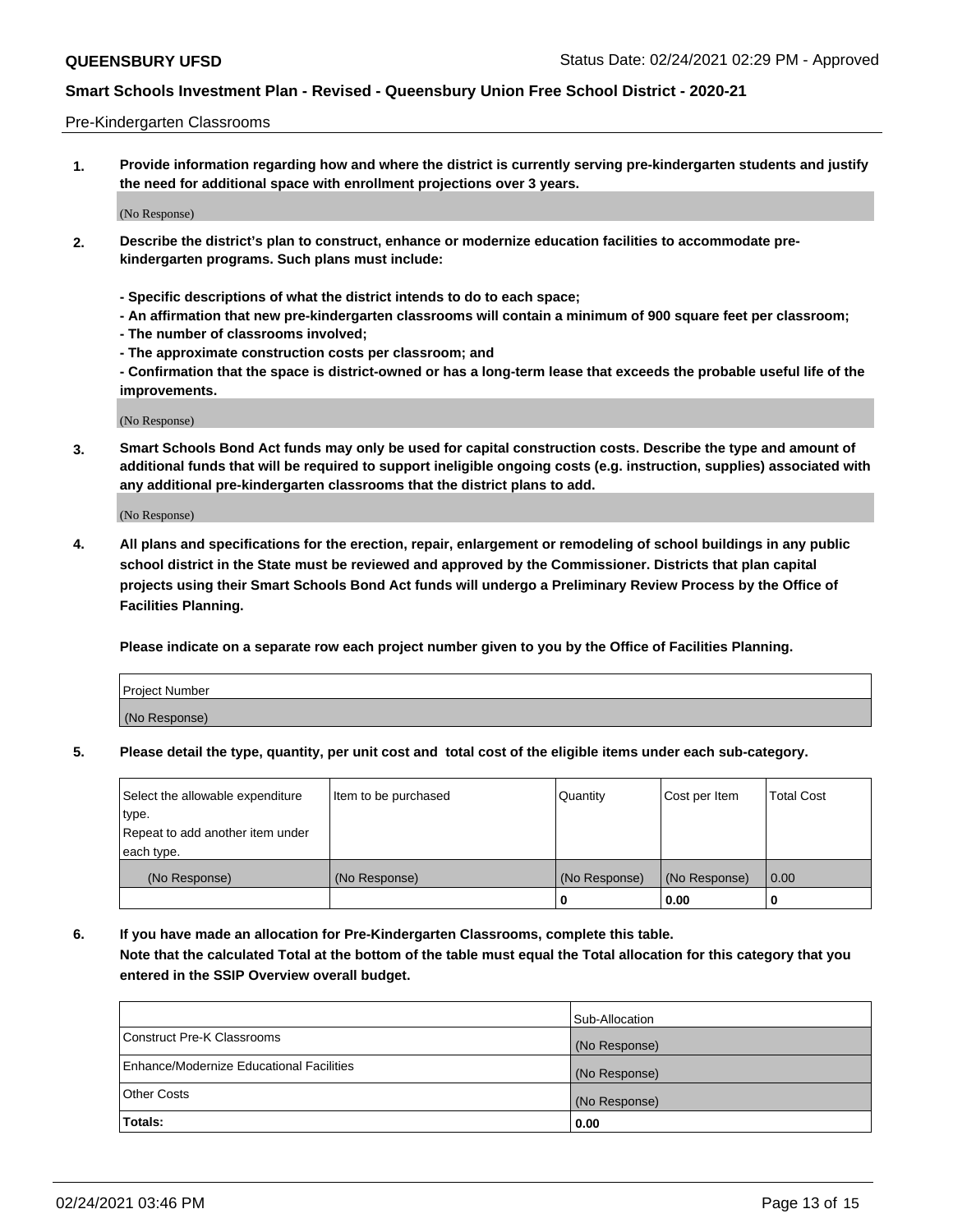Pre-Kindergarten Classrooms

**1. Provide information regarding how and where the district is currently serving pre-kindergarten students and justify the need for additional space with enrollment projections over 3 years.**

(No Response)

**2. Describe the district's plan to construct, enhance or modernize education facilities to accommodate pre-kindergarten programs. Such plans must include:**

**- Specific descriptions of what the district intends to do to each space;**
**- An affirmation that new pre-kindergarten classrooms will contain a minimum of 900 square feet per classroom;**
**- The number of classrooms involved;**
**- The approximate construction costs per classroom; and**
**- Confirmation that the space is district-owned or has a long-term lease that exceeds the probable useful life of the improvements.**

(No Response)

**3. Smart Schools Bond Act funds may only be used for capital construction costs. Describe the type and amount of additional funds that will be required to support ineligible ongoing costs (e.g. instruction, supplies) associated with any additional pre-kindergarten classrooms that the district plans to add.**

(No Response)

**4. All plans and specifications for the erection, repair, enlargement or remodeling of school buildings in any public school district in the State must be reviewed and approved by the Commissioner. Districts that plan capital projects using their Smart Schools Bond Act funds will undergo a Preliminary Review Process by the Office of Facilities Planning.**

**Please indicate on a separate row each project number given to you by the Office of Facilities Planning.**

| Project Number |
|---|
| (No Response) |

**5. Please detail the type, quantity, per unit cost and total cost of the eligible items under each sub-category.**

| Select the allowable expenditure type. Repeat to add another item under each type. | Item to be purchased | Quantity | Cost per Item | Total Cost |
|---|---|---|---|---|
| (No Response) | (No Response) | (No Response) | (No Response) | 0.00 |
| | | 0 | 0.00 | 0 |

**6. If you have made an allocation for Pre-Kindergarten Classrooms, complete this table. Note that the calculated Total at the bottom of the table must equal the Total allocation for this category that you entered in the SSIP Overview overall budget.**

| | Sub-Allocation |
|---|---|
| Construct Pre-K Classrooms | (No Response) |
| Enhance/Modernize Educational Facilities | (No Response) |
| Other Costs | (No Response) |
| **Totals:** | 0.00 |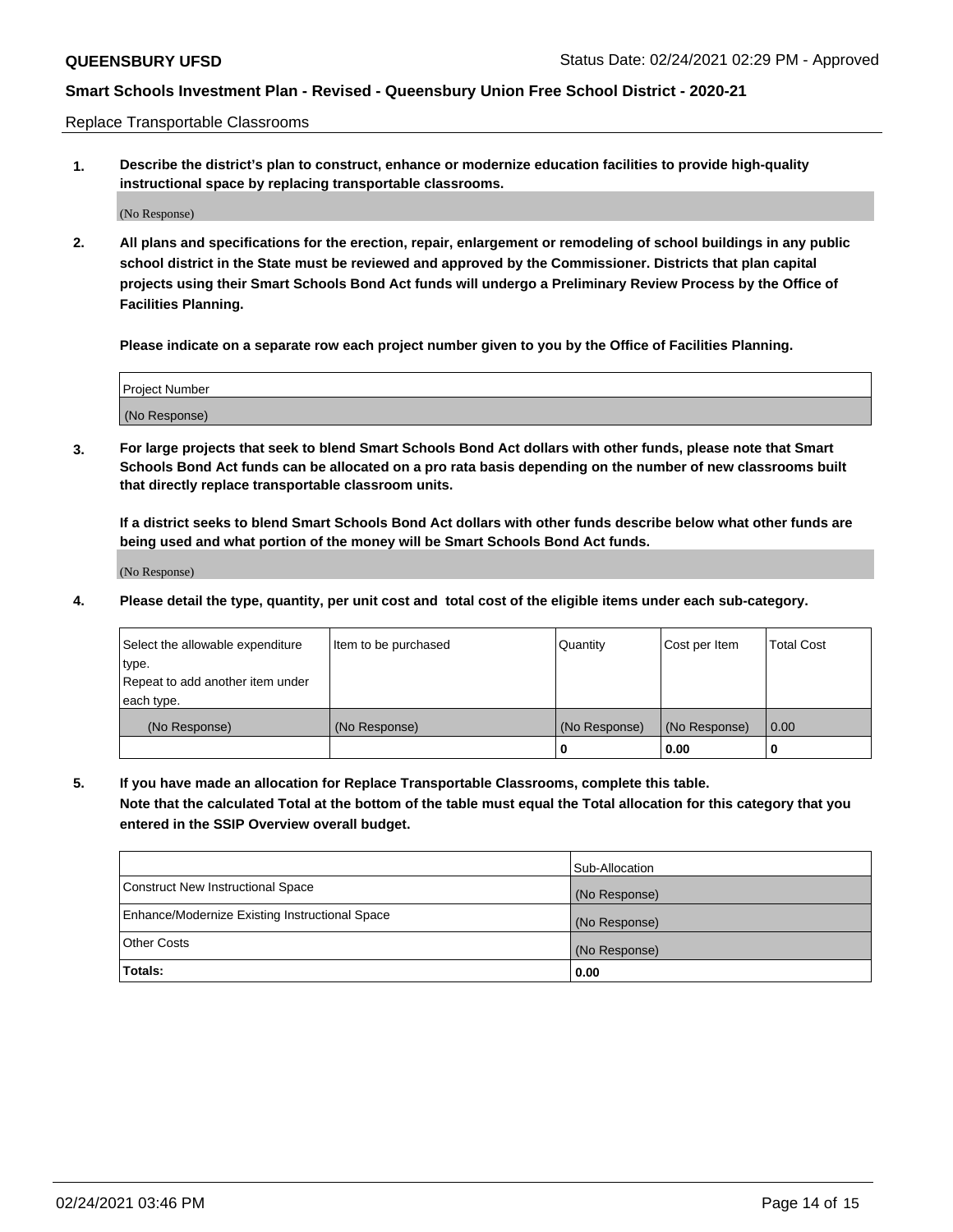Replace Transportable Classrooms

1. **Describe the district's plan to construct, enhance or modernize education facilities to provide high-quality instructional space by replacing transportable classrooms.**

(No Response)

2. **All plans and specifications for the erection, repair, enlargement or remodeling of school buildings in any public school district in the State must be reviewed and approved by the Commissioner. Districts that plan capital projects using their Smart Schools Bond Act funds will undergo a Preliminary Review Process by the Office of Facilities Planning.**

   **Please indicate on a separate row each project number given to you by the Office of Facilities Planning.**

| Project Number |
| --- |
| (No Response) |

3. **For large projects that seek to blend Smart Schools Bond Act dollars with other funds, please note that Smart Schools Bond Act funds can be allocated on a pro rata basis depending on the number of new classrooms built that directly replace transportable classroom units.**

   **If a district seeks to blend Smart Schools Bond Act dollars with other funds describe below what other funds are being used and what portion of the money will be Smart Schools Bond Act funds.**

(No Response)

4. **Please detail the type, quantity, per unit cost and total cost of the eligible items under each sub-category.**

| Select the allowable expenditure type. Repeat to add another item under each type. | Item to be purchased | Quantity | Cost per Item | Total Cost |
| --- | --- | --- | --- | --- |
| (No Response) | (No Response) | (No Response) | (No Response) | 0.00 |
| | | 0 | 0.00 | 0 |

5. **If you have made an allocation for Replace Transportable Classrooms, complete this table.**
   **Note that the calculated Total at the bottom of the table must equal the Total allocation for this category that you entered in the SSIP Overview overall budget.**

| | Sub-Allocation |
| --- | --- |
| Construct New Instructional Space | (No Response) |
| Enhance/Modernize Existing Instructional Space | (No Response) |
| Other Costs | (No Response) |
| **Totals:** | **0.00** |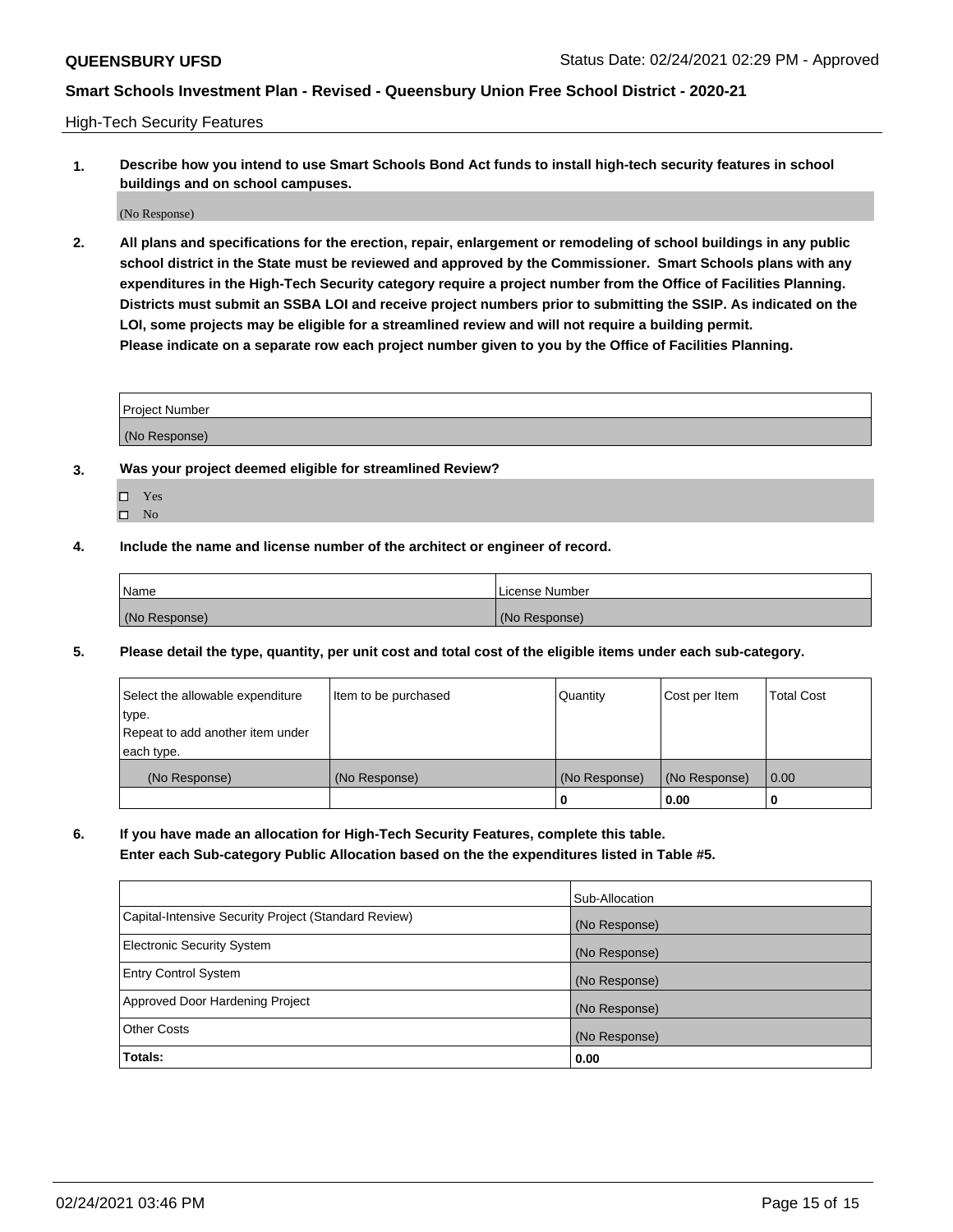High-Tech Security Features

**1. Describe how you intend to use Smart Schools Bond Act funds to install high-tech security features in school buildings and on school campuses.**

(No Response)

**2. All plans and specifications for the erection, repair, enlargement or remodeling of school buildings in any public school district in the State must be reviewed and approved by the Commissioner. Smart Schools plans with any expenditures in the High-Tech Security category require a project number from the Office of Facilities Planning. Districts must submit an SSBA LOI and receive project numbers prior to submitting the SSIP. As indicated on the LOI, some projects may be eligible for a streamlined review and will not require a building permit.**
**Please indicate on a separate row each project number given to you by the Office of Facilities Planning.**

| Project Number |
|---|
| (No Response) |

**3. Was your project deemed eligible for streamlined Review?**

- ☐ Yes
- ☐ No

**4. Include the name and license number of the architect or engineer of record.**

| Name | License Number |
|---|---|
| (No Response) | (No Response) |

**5. Please detail the type, quantity, per unit cost and total cost of the eligible items under each sub-category.**

| Select the allowable expenditure type. Repeat to add another item under each type. | Item to be purchased | Quantity | Cost per Item | Total Cost |
|---|---|---|---|---|
| (No Response) | (No Response) | (No Response) | (No Response) | 0.00 |
| | | 0 | 0.00 | 0 |

**6. If you have made an allocation for High-Tech Security Features, complete this table. Enter each Sub-category Public Allocation based on the the expenditures listed in Table #5.**

| | Sub-Allocation |
|---|---|
| Capital-Intensive Security Project (Standard Review) | (No Response) |
| Electronic Security System | (No Response) |
| Entry Control System | (No Response) |
| Approved Door Hardening Project | (No Response) |
| Other Costs | (No Response) |
| **Totals:** | **0.00** |